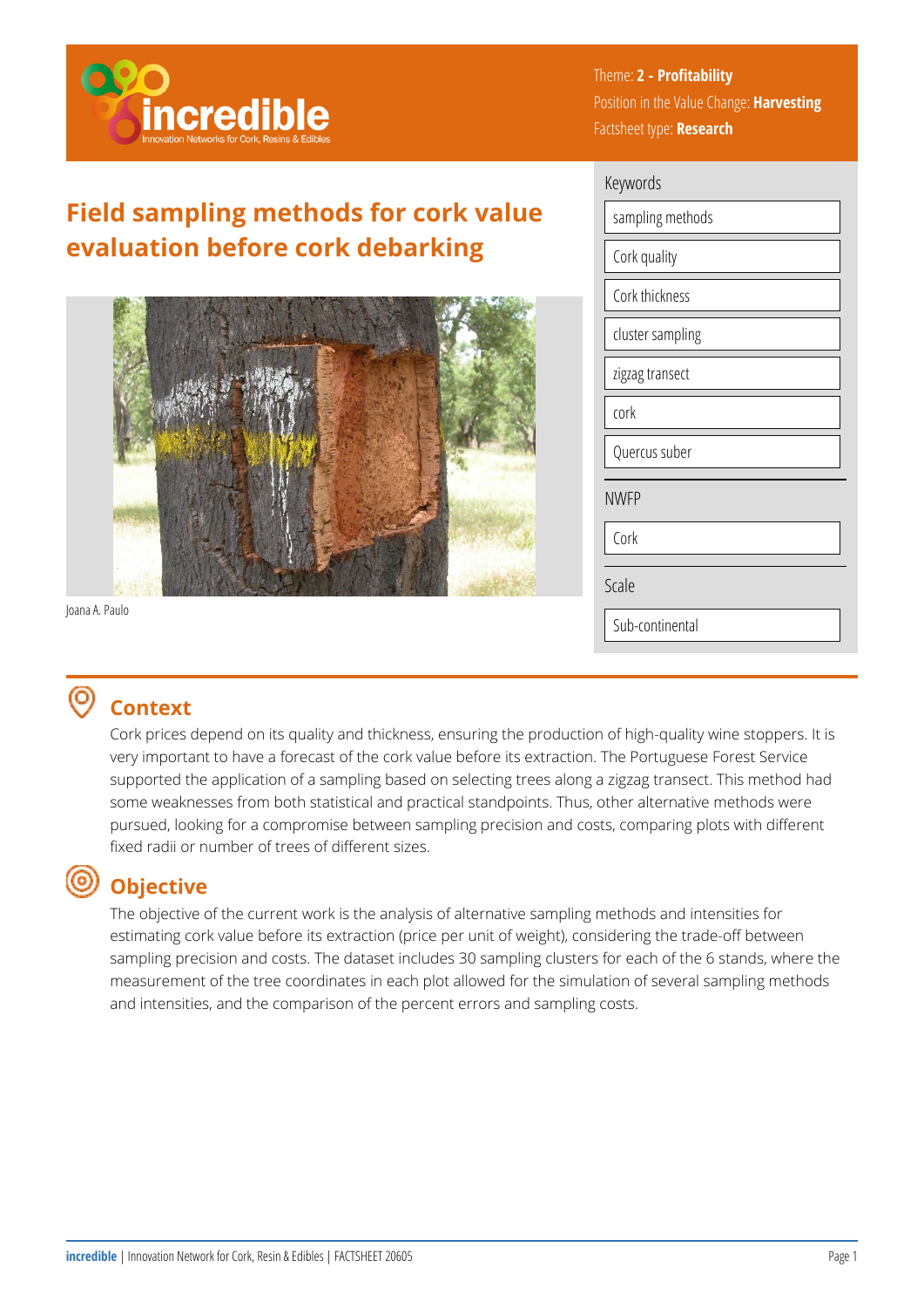Theme: **2 - Profitability**
Position in the Value Change: **Harvesting**
Factsheet type: **Research**

# Field sampling methods for cork value evaluation before cork debarking

Joana A. Paulo

**Keywords**

- sampling methods
- Cork quality
- Cork thickness
- cluster sampling
- zigzag transect
- cork
- Quercus suber

**NWFP**

- Cork

**Scale**

- Sub-continental

## Context

Cork prices depend on its quality and thickness, ensuring the production of high-quality wine stoppers. It is very important to have a forecast of the cork value before its extraction. The Portuguese Forest Service supported the application of a sampling based on selecting trees along a zigzag transect. This method had some weaknesses from both statistical and practical standpoints. Thus, other alternative methods were pursued, looking for a compromise between sampling precision and costs, comparing plots with different fixed radii or number of trees of different sizes.

## Objective

The objective of the current work is the analysis of alternative sampling methods and intensities for estimating cork value before its extraction (price per unit of weight), considering the trade-off between sampling precision and costs. The dataset includes 30 sampling clusters for each of the 6 stands, where the measurement of the tree coordinates in each plot allowed for the simulation of several sampling methods and intensities, and the comparison of the percent errors and sampling costs.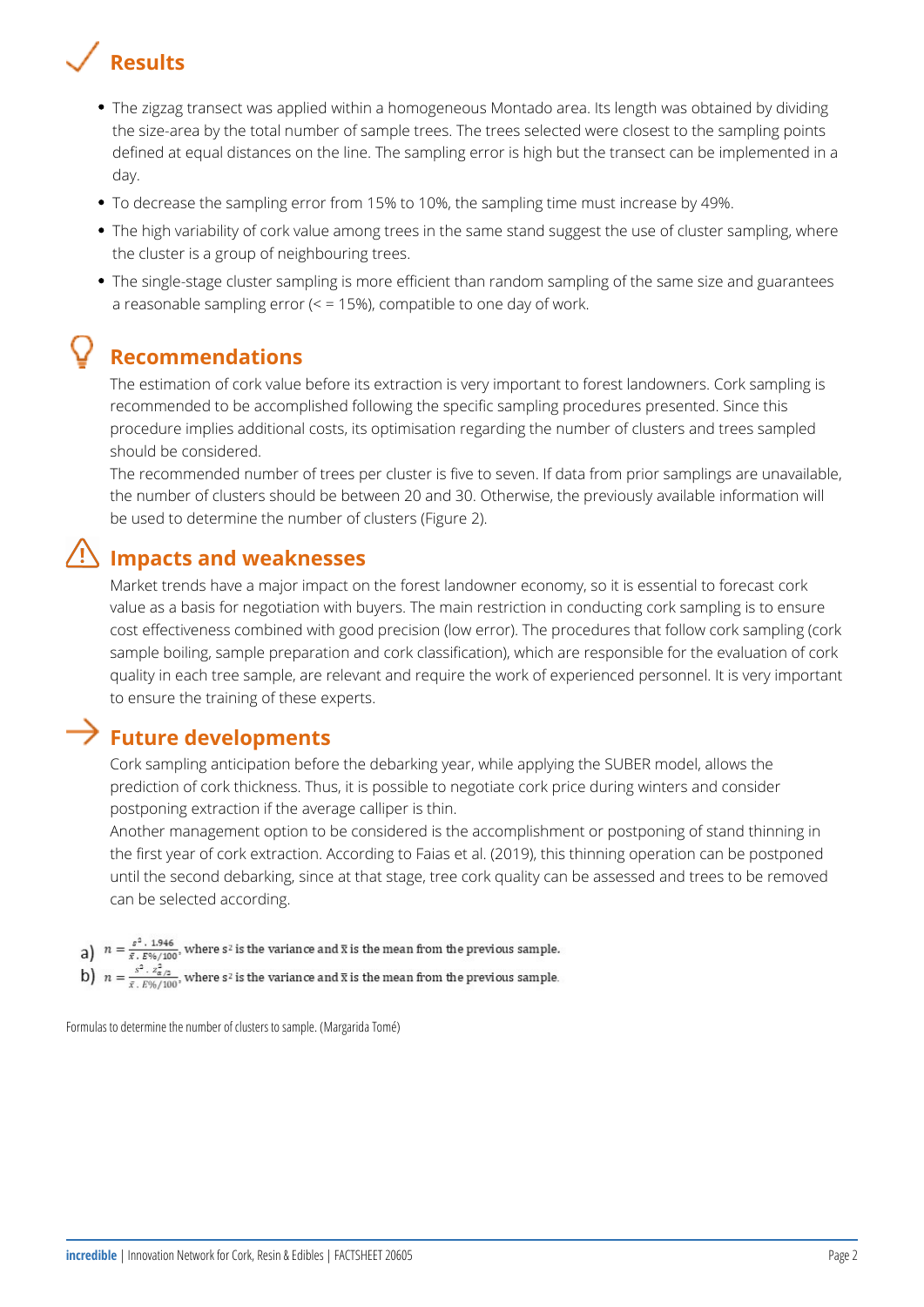## Results

- The zigzag transect was applied within a homogeneous Montado area. Its length was obtained by dividing the size-area by the total number of sample trees. The trees selected were closest to the sampling points defined at equal distances on the line. The sampling error is high but the transect can be implemented in a day.
- To decrease the sampling error from 15% to 10%, the sampling time must increase by 49%.
- The high variability of cork value among trees in the same stand suggest the use of cluster sampling, where the cluster is a group of neighbouring trees.
- The single-stage cluster sampling is more efficient than random sampling of the same size and guarantees a reasonable sampling error (< = 15%), compatible to one day of work.

## Recommendations

The estimation of cork value before its extraction is very important to forest landowners. Cork sampling is recommended to be accomplished following the specific sampling procedures presented. Since this procedure implies additional costs, its optimisation regarding the number of clusters and trees sampled should be considered.

The recommended number of trees per cluster is five to seven. If data from prior samplings are unavailable, the number of clusters should be between 20 and 30. Otherwise, the previously available information will be used to determine the number of clusters (Figure 2).

## Impacts and weaknesses

Market trends have a major impact on the forest landowner economy, so it is essential to forecast cork value as a basis for negotiation with buyers. The main restriction in conducting cork sampling is to ensure cost effectiveness combined with good precision (low error). The procedures that follow cork sampling (cork sample boiling, sample preparation and cork classification), which are responsible for the evaluation of cork quality in each tree sample, are relevant and require the work of experienced personnel. It is very important to ensure the training of these experts.

## Future developments

Cork sampling anticipation before the debarking year, while applying the SUBER model, allows the prediction of cork thickness. Thus, it is possible to negotiate cork price during winters and consider postponing extraction if the average calliper is thin.

Another management option to be considered is the accomplishment or postponing of stand thinning in the first year of cork extraction. According to Faias et al. (2019), this thinning operation can be postponed until the second debarking, since at that stage, tree cork quality can be assessed and trees to be removed can be selected according.

a) $n = \frac{s^2 \cdot 1.946}{\bar{x} \cdot E\%/100}$, where $s^2$ is the variance and $\bar{x}$ is the mean from the previous sample.

b) $n = \frac{s^2 \cdot z^2_{\alpha/2}}{\bar{x} \cdot E\%/100}$, where $s^2$ is the variance and $\bar{x}$ is the mean from the previous sample.

Formulas to determine the number of clusters to sample. (Margarida Tomé)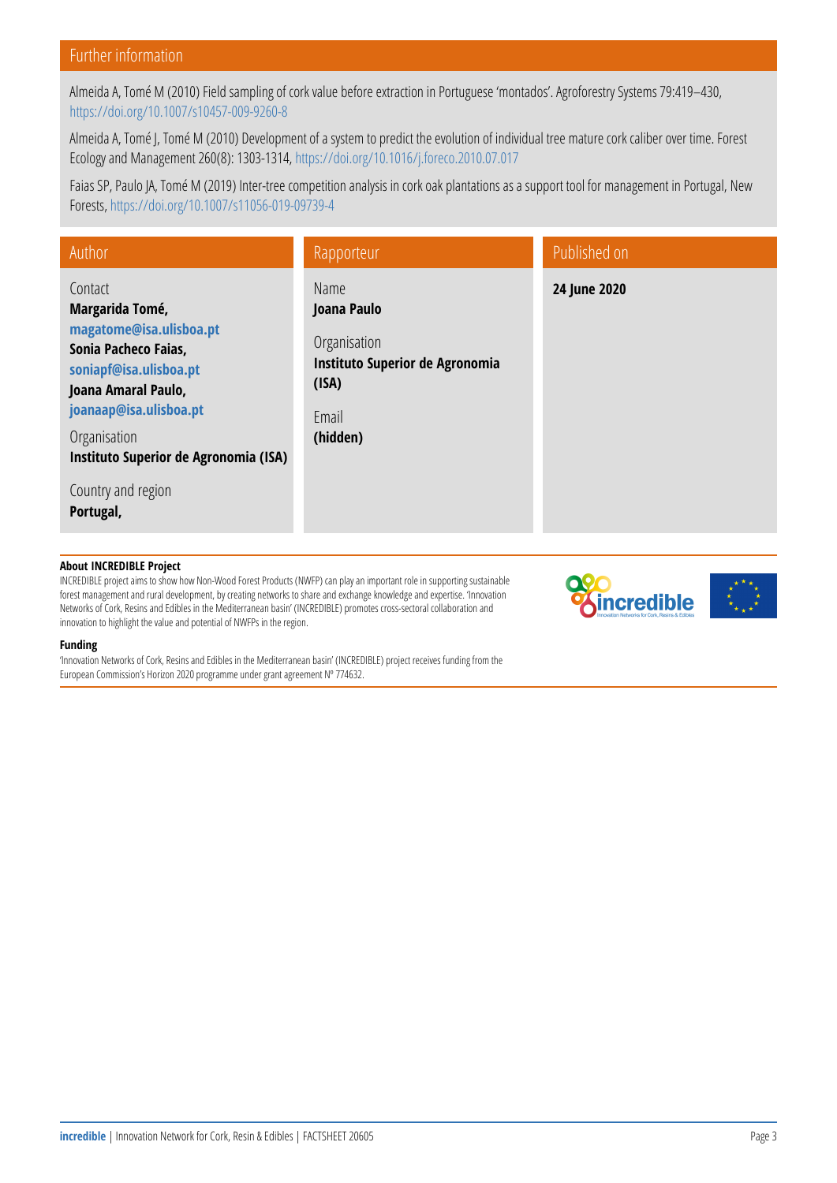## Further information

Almeida A, Tomé M (2010) Field sampling of cork value before extraction in Portuguese 'montados'. Agroforestry Systems 79:419–430, https://doi.org/10.1007/s10457-009-9260-8

Almeida A, Tomé J, Tomé M (2010) Development of a system to predict the evolution of individual tree mature cork caliber over time. Forest Ecology and Management 260(8): 1303-1314, https://doi.org/10.1016/j.foreco.2010.07.017

Faias SP, Paulo JA, Tomé M (2019) Inter-tree competition analysis in cork oak plantations as a support tool for management in Portugal, New Forests, https://doi.org/10.1007/s11056-019-09739-4

## Author

Contact
**Margarida Tomé,**
**magatome@isa.ulisboa.pt**
**Sonia Pacheco Faias,**
**soniapf@isa.ulisboa.pt**
**Joana Amaral Paulo,**
**joanaap@isa.ulisboa.pt**

Organisation
**Instituto Superior de Agronomia (ISA)**

Country and region
**Portugal,**

## Rapporteur

Name
**Joana Paulo**

Organisation
**Instituto Superior de Agronomia (ISA)**

Email
**(hidden)**

## Published on

**24 June 2020**

**About INCREDIBLE Project**

INCREDIBLE project aims to show how Non-Wood Forest Products (NWFP) can play an important role in supporting sustainable forest management and rural development, by creating networks to share and exchange knowledge and expertise. 'Innovation Networks of Cork, Resins and Edibles in the Mediterranean basin' (INCREDIBLE) promotes cross-sectoral collaboration and innovation to highlight the value and potential of NWFPs in the region.

**Funding**

'Innovation Networks of Cork, Resins and Edibles in the Mediterranean basin' (INCREDIBLE) project receives funding from the European Commission's Horizon 2020 programme under grant agreement Nº 774632.